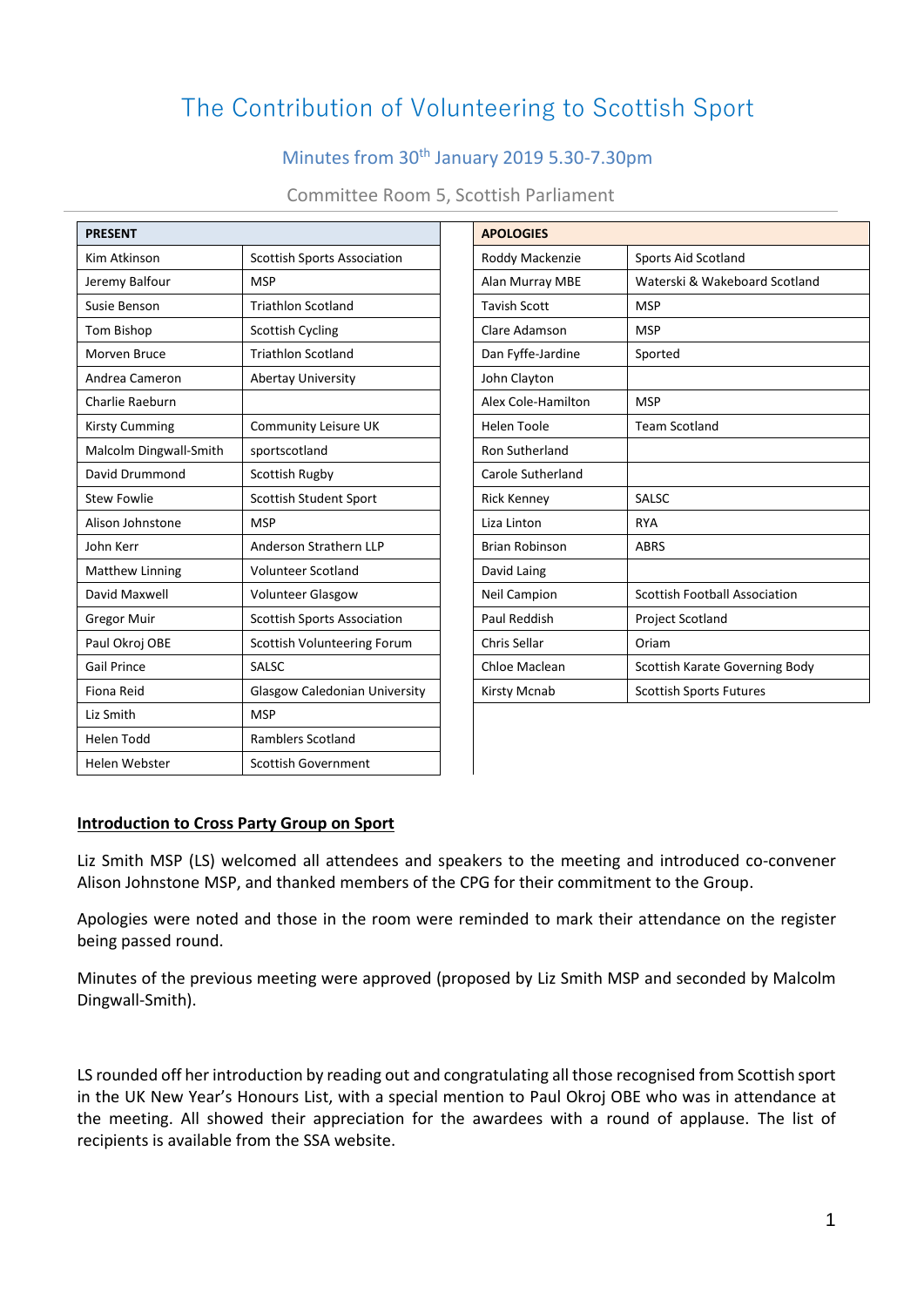# The Contribution of Volunteering to Scottish Sport

## Minutes from 30th January 2019 5.30-7.30pm

Committee Room 5, Scottish Parliament

| PRESENT | |
|---|---|
| Kim Atkinson | Scottish Sports Association |
| Jeremy Balfour | MSP |
| Susie Benson | Triathlon Scotland |
| Tom Bishop | Scottish Cycling |
| Morven Bruce | Triathlon Scotland |
| Andrea Cameron | Abertay University |
| Charlie Raeburn | |
| Kirsty Cumming | Community Leisure UK |
| Malcolm Dingwall-Smith | sportscotland |
| David Drummond | Scottish Rugby |
| Stew Fowlie | Scottish Student Sport |
| Alison Johnstone | MSP |
| John Kerr | Anderson Strathern LLP |
| Matthew Linning | Volunteer Scotland |
| David Maxwell | Volunteer Glasgow |
| Gregor Muir | Scottish Sports Association |
| Paul Okroj OBE | Scottish Volunteering Forum |
| Gail Prince | SALSC |
| Fiona Reid | Glasgow Caledonian University |
| Liz Smith | MSP |
| Helen Todd | Ramblers Scotland |
| Helen Webster | Scottish Government |

| APOLOGIES | |
|---|---|
| Roddy Mackenzie | Sports Aid Scotland |
| Alan Murray MBE | Waterski & Wakeboard Scotland |
| Tavish Scott | MSP |
| Clare Adamson | MSP |
| Dan Fyffe-Jardine | Sported |
| John Clayton | |
| Alex Cole-Hamilton | MSP |
| Helen Toole | Team Scotland |
| Ron Sutherland | |
| Carole Sutherland | |
| Rick Kenney | SALSC |
| Liza Linton | RYA |
| Brian Robinson | ABRS |
| David Laing | |
| Neil Campion | Scottish Football Association |
| Paul Reddish | Project Scotland |
| Chris Sellar | Oriam |
| Chloe Maclean | Scottish Karate Governing Body |
| Kirsty Mcnab | Scottish Sports Futures |

**Introduction to Cross Party Group on Sport**

Liz Smith MSP (LS) welcomed all attendees and speakers to the meeting and introduced co-convener Alison Johnstone MSP, and thanked members of the CPG for their commitment to the Group.

Apologies were noted and those in the room were reminded to mark their attendance on the register being passed round.

Minutes of the previous meeting were approved (proposed by Liz Smith MSP and seconded by Malcolm Dingwall-Smith).

LS rounded off her introduction by reading out and congratulating all those recognised from Scottish sport in the UK New Year's Honours List, with a special mention to Paul Okroj OBE who was in attendance at the meeting. All showed their appreciation for the awardees with a round of applause. The list of recipients is available from the SSA website.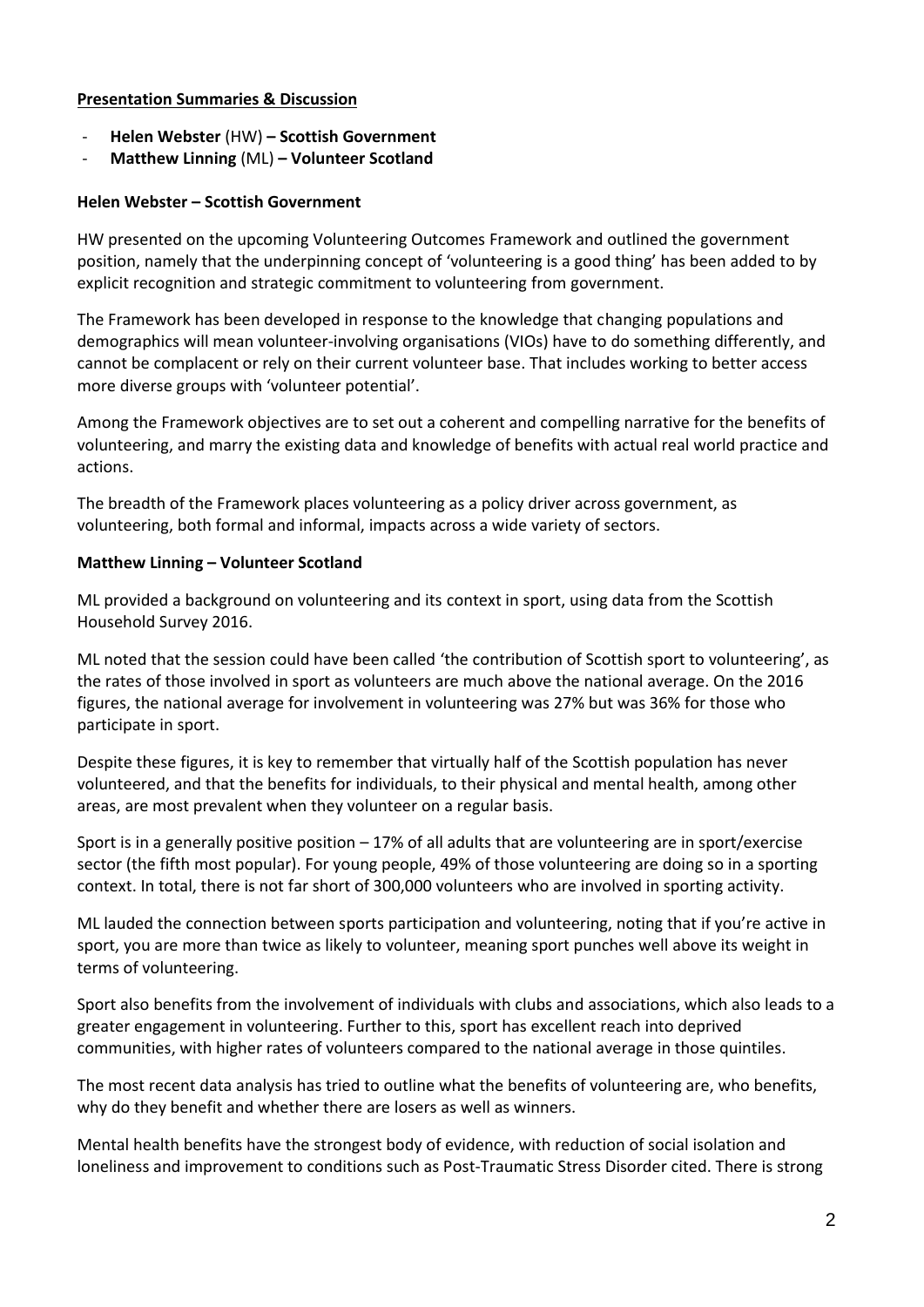**Presentation Summaries & Discussion**

- **Helen Webster** (HW) **– Scottish Government**
- **Matthew Linning** (ML) **– Volunteer Scotland**

**Helen Webster – Scottish Government**

HW presented on the upcoming Volunteering Outcomes Framework and outlined the government position, namely that the underpinning concept of 'volunteering is a good thing' has been added to by explicit recognition and strategic commitment to volunteering from government.

The Framework has been developed in response to the knowledge that changing populations and demographics will mean volunteer-involving organisations (VIOs) have to do something differently, and cannot be complacent or rely on their current volunteer base. That includes working to better access more diverse groups with 'volunteer potential'.

Among the Framework objectives are to set out a coherent and compelling narrative for the benefits of volunteering, and marry the existing data and knowledge of benefits with actual real world practice and actions.

The breadth of the Framework places volunteering as a policy driver across government, as volunteering, both formal and informal, impacts across a wide variety of sectors.

**Matthew Linning – Volunteer Scotland**

ML provided a background on volunteering and its context in sport, using data from the Scottish Household Survey 2016.

ML noted that the session could have been called 'the contribution of Scottish sport to volunteering', as the rates of those involved in sport as volunteers are much above the national average. On the 2016 figures, the national average for involvement in volunteering was 27% but was 36% for those who participate in sport.

Despite these figures, it is key to remember that virtually half of the Scottish population has never volunteered, and that the benefits for individuals, to their physical and mental health, among other areas, are most prevalent when they volunteer on a regular basis.

Sport is in a generally positive position – 17% of all adults that are volunteering are in sport/exercise sector (the fifth most popular). For young people, 49% of those volunteering are doing so in a sporting context. In total, there is not far short of 300,000 volunteers who are involved in sporting activity.

ML lauded the connection between sports participation and volunteering, noting that if you're active in sport, you are more than twice as likely to volunteer, meaning sport punches well above its weight in terms of volunteering.

Sport also benefits from the involvement of individuals with clubs and associations, which also leads to a greater engagement in volunteering. Further to this, sport has excellent reach into deprived communities, with higher rates of volunteers compared to the national average in those quintiles.

The most recent data analysis has tried to outline what the benefits of volunteering are, who benefits, why do they benefit and whether there are losers as well as winners.

Mental health benefits have the strongest body of evidence, with reduction of social isolation and loneliness and improvement to conditions such as Post-Traumatic Stress Disorder cited. There is strong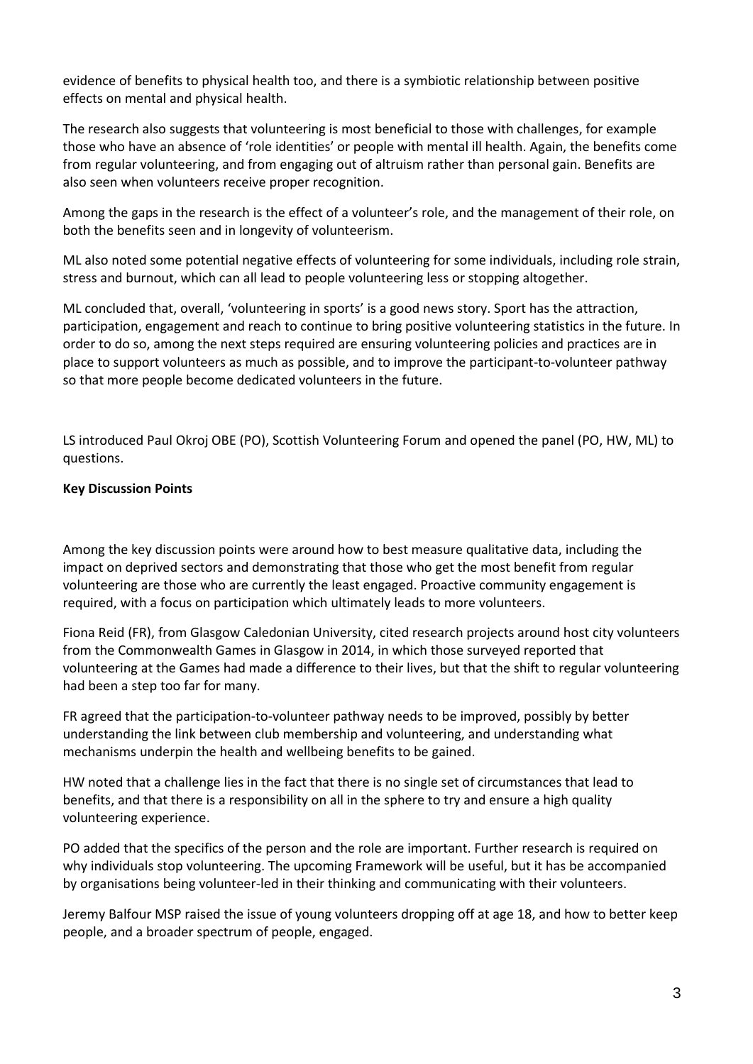evidence of benefits to physical health too, and there is a symbiotic relationship between positive effects on mental and physical health.

The research also suggests that volunteering is most beneficial to those with challenges, for example those who have an absence of 'role identities' or people with mental ill health. Again, the benefits come from regular volunteering, and from engaging out of altruism rather than personal gain. Benefits are also seen when volunteers receive proper recognition.

Among the gaps in the research is the effect of a volunteer's role, and the management of their role, on both the benefits seen and in longevity of volunteerism.

ML also noted some potential negative effects of volunteering for some individuals, including role strain, stress and burnout, which can all lead to people volunteering less or stopping altogether.

ML concluded that, overall, 'volunteering in sports' is a good news story. Sport has the attraction, participation, engagement and reach to continue to bring positive volunteering statistics in the future. In order to do so, among the next steps required are ensuring volunteering policies and practices are in place to support volunteers as much as possible, and to improve the participant-to-volunteer pathway so that more people become dedicated volunteers in the future.

LS introduced Paul Okroj OBE (PO), Scottish Volunteering Forum and opened the panel (PO, HW, ML) to questions.

**Key Discussion Points**

Among the key discussion points were around how to best measure qualitative data, including the impact on deprived sectors and demonstrating that those who get the most benefit from regular volunteering are those who are currently the least engaged. Proactive community engagement is required, with a focus on participation which ultimately leads to more volunteers.

Fiona Reid (FR), from Glasgow Caledonian University, cited research projects around host city volunteers from the Commonwealth Games in Glasgow in 2014, in which those surveyed reported that volunteering at the Games had made a difference to their lives, but that the shift to regular volunteering had been a step too far for many.

FR agreed that the participation-to-volunteer pathway needs to be improved, possibly by better understanding the link between club membership and volunteering, and understanding what mechanisms underpin the health and wellbeing benefits to be gained.

HW noted that a challenge lies in the fact that there is no single set of circumstances that lead to benefits, and that there is a responsibility on all in the sphere to try and ensure a high quality volunteering experience.

PO added that the specifics of the person and the role are important. Further research is required on why individuals stop volunteering. The upcoming Framework will be useful, but it has be accompanied by organisations being volunteer-led in their thinking and communicating with their volunteers.

Jeremy Balfour MSP raised the issue of young volunteers dropping off at age 18, and how to better keep people, and a broader spectrum of people, engaged.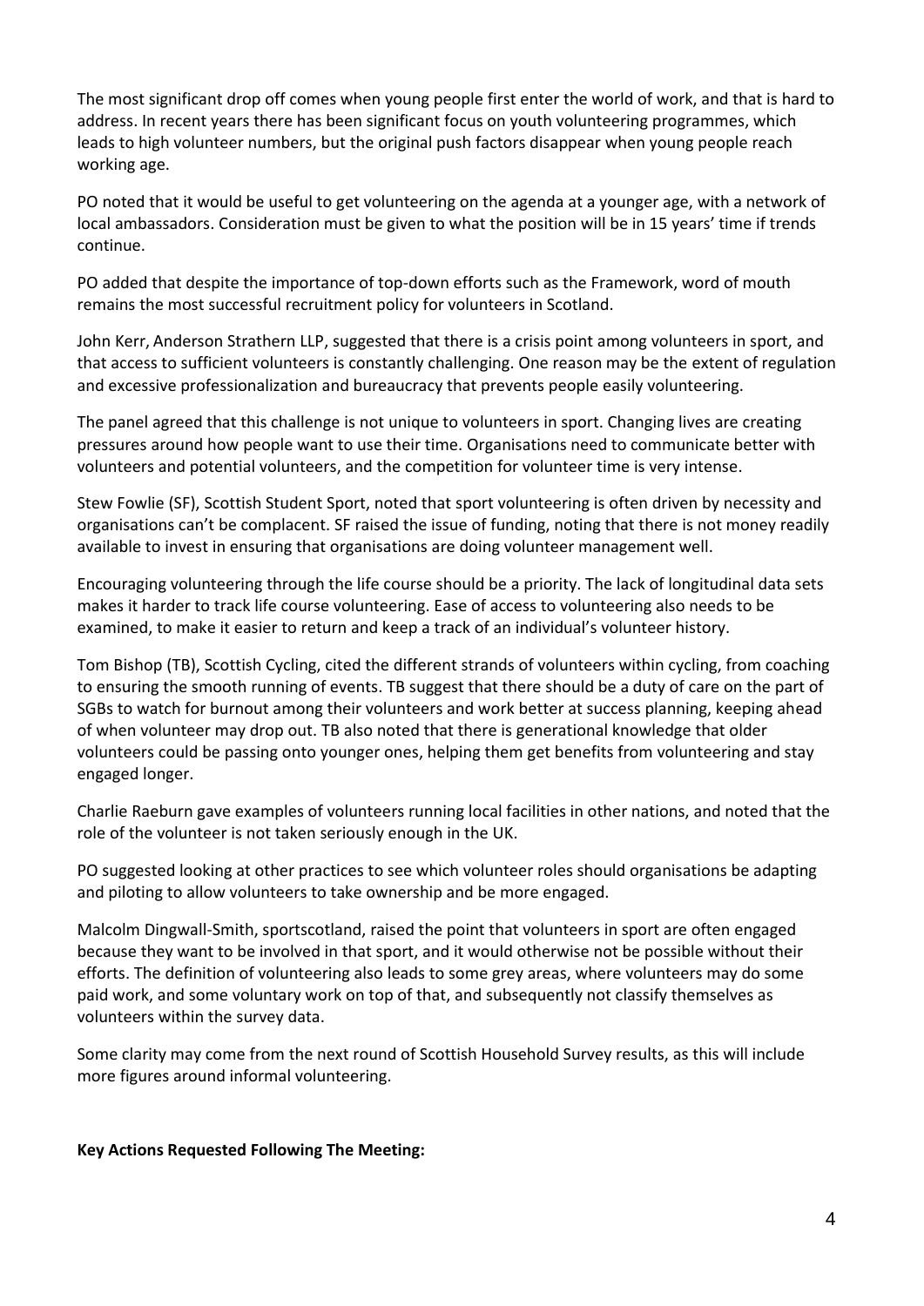The most significant drop off comes when young people first enter the world of work, and that is hard to address. In recent years there has been significant focus on youth volunteering programmes, which leads to high volunteer numbers, but the original push factors disappear when young people reach working age.

PO noted that it would be useful to get volunteering on the agenda at a younger age, with a network of local ambassadors. Consideration must be given to what the position will be in 15 years' time if trends continue.

PO added that despite the importance of top-down efforts such as the Framework, word of mouth remains the most successful recruitment policy for volunteers in Scotland.

John Kerr, Anderson Strathern LLP, suggested that there is a crisis point among volunteers in sport, and that access to sufficient volunteers is constantly challenging. One reason may be the extent of regulation and excessive professionalization and bureaucracy that prevents people easily volunteering.

The panel agreed that this challenge is not unique to volunteers in sport. Changing lives are creating pressures around how people want to use their time. Organisations need to communicate better with volunteers and potential volunteers, and the competition for volunteer time is very intense.

Stew Fowlie (SF), Scottish Student Sport, noted that sport volunteering is often driven by necessity and organisations can't be complacent. SF raised the issue of funding, noting that there is not money readily available to invest in ensuring that organisations are doing volunteer management well.

Encouraging volunteering through the life course should be a priority. The lack of longitudinal data sets makes it harder to track life course volunteering. Ease of access to volunteering also needs to be examined, to make it easier to return and keep a track of an individual's volunteer history.

Tom Bishop (TB), Scottish Cycling, cited the different strands of volunteers within cycling, from coaching to ensuring the smooth running of events. TB suggest that there should be a duty of care on the part of SGBs to watch for burnout among their volunteers and work better at success planning, keeping ahead of when volunteer may drop out. TB also noted that there is generational knowledge that older volunteers could be passing onto younger ones, helping them get benefits from volunteering and stay engaged longer.

Charlie Raeburn gave examples of volunteers running local facilities in other nations, and noted that the role of the volunteer is not taken seriously enough in the UK.

PO suggested looking at other practices to see which volunteer roles should organisations be adapting and piloting to allow volunteers to take ownership and be more engaged.

Malcolm Dingwall-Smith, sportscotland, raised the point that volunteers in sport are often engaged because they want to be involved in that sport, and it would otherwise not be possible without their efforts. The definition of volunteering also leads to some grey areas, where volunteers may do some paid work, and some voluntary work on top of that, and subsequently not classify themselves as volunteers within the survey data.

Some clarity may come from the next round of Scottish Household Survey results, as this will include more figures around informal volunteering.

**Key Actions Requested Following The Meeting:**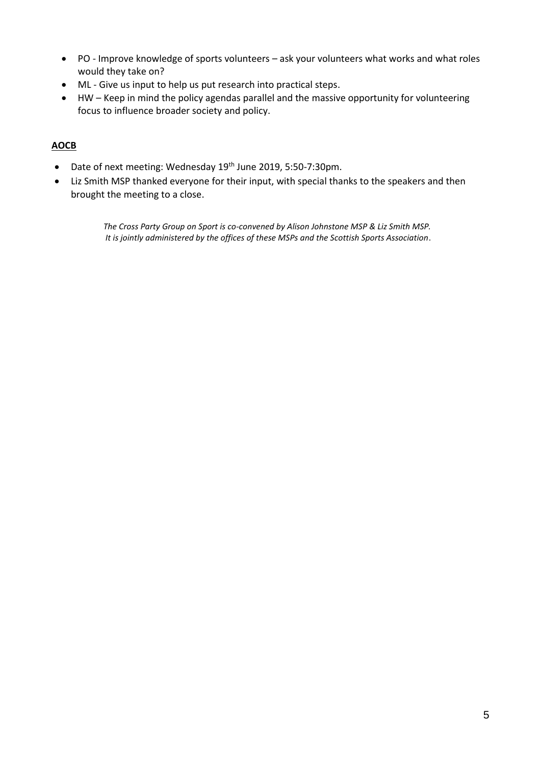- PO - Improve knowledge of sports volunteers – ask your volunteers what works and what roles would they take on?
- ML - Give us input to help us put research into practical steps.
- HW – Keep in mind the policy agendas parallel and the massive opportunity for volunteering focus to influence broader society and policy.

**AOCB**

- Date of next meeting: Wednesday 19th June 2019, 5:50-7:30pm.
- Liz Smith MSP thanked everyone for their input, with special thanks to the speakers and then brought the meeting to a close.

*The Cross Party Group on Sport is co-convened by Alison Johnstone MSP & Liz Smith MSP. It is jointly administered by the offices of these MSPs and the Scottish Sports Association.*